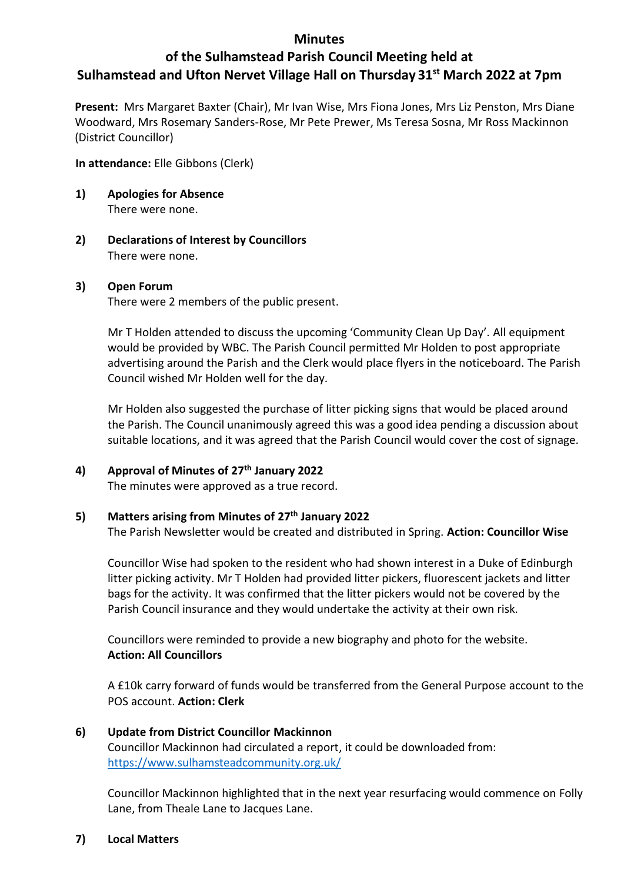# Minutes

## of the Sulhamstead Parish Council Meeting held at Sulhamstead and Ufton Nervet Village Hall on Thursday 31st March 2022 at 7pm

**Present:** Mrs Margaret Baxter (Chair), Mr Ivan Wise, Mrs Fiona Jones, Mrs Liz Penston, Mrs Diane Woodward, Mrs Rosemary Sanders-Rose, Mr Pete Prewer, Ms Teresa Sosna, Mr Ross Mackinnon (District Councillor)

**In attendance:** Elle Gibbons (Clerk)

**1) Apologies for Absence**

There were none.

**2) Declarations of Interest by Councillors**

There were none.

**3) Open Forum**

There were 2 members of the public present.

Mr T Holden attended to discuss the upcoming 'Community Clean Up Day'. All equipment would be provided by WBC. The Parish Council permitted Mr Holden to post appropriate advertising around the Parish and the Clerk would place flyers in the noticeboard. The Parish Council wished Mr Holden well for the day.

Mr Holden also suggested the purchase of litter picking signs that would be placed around the Parish. The Council unanimously agreed this was a good idea pending a discussion about suitable locations, and it was agreed that the Parish Council would cover the cost of signage.

**4) Approval of Minutes of 27th January 2022**

The minutes were approved as a true record.

**5) Matters arising from Minutes of 27th January 2022**

The Parish Newsletter would be created and distributed in Spring. **Action: Councillor Wise**

Councillor Wise had spoken to the resident who had shown interest in a Duke of Edinburgh litter picking activity. Mr T Holden had provided litter pickers, fluorescent jackets and litter bags for the activity. It was confirmed that the litter pickers would not be covered by the Parish Council insurance and they would undertake the activity at their own risk.

Councillors were reminded to provide a new biography and photo for the website. **Action: All Councillors**

A £10k carry forward of funds would be transferred from the General Purpose account to the POS account. **Action: Clerk**

**6) Update from District Councillor Mackinnon**

Councillor Mackinnon had circulated a report, it could be downloaded from: https://www.sulhamsteadcommunity.org.uk/

Councillor Mackinnon highlighted that in the next year resurfacing would commence on Folly Lane, from Theale Lane to Jacques Lane.

**7) Local Matters**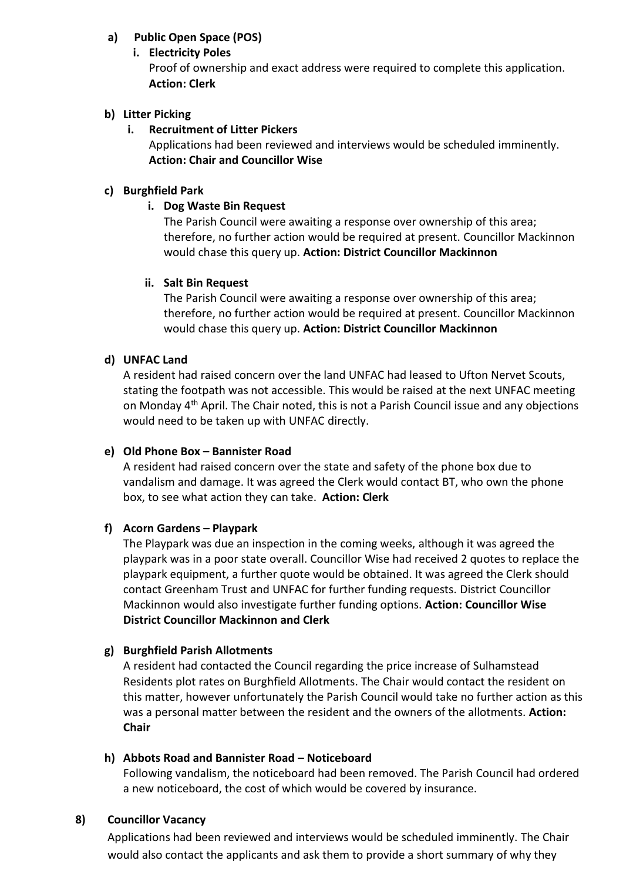**a) Public Open Space (POS)**

**i. Electricity Poles**

Proof of ownership and exact address were required to complete this application. **Action: Clerk**

**b) Litter Picking**

**i. Recruitment of Litter Pickers**

Applications had been reviewed and interviews would be scheduled imminently. **Action: Chair and Councillor Wise**

**c) Burghfield Park**

**i. Dog Waste Bin Request**

The Parish Council were awaiting a response over ownership of this area; therefore, no further action would be required at present. Councillor Mackinnon would chase this query up. **Action: District Councillor Mackinnon**

**ii. Salt Bin Request**

The Parish Council were awaiting a response over ownership of this area; therefore, no further action would be required at present. Councillor Mackinnon would chase this query up. **Action: District Councillor Mackinnon**

**d) UNFAC Land**

A resident had raised concern over the land UNFAC had leased to Ufton Nervet Scouts, stating the footpath was not accessible. This would be raised at the next UNFAC meeting on Monday 4th April. The Chair noted, this is not a Parish Council issue and any objections would need to be taken up with UNFAC directly.

**e) Old Phone Box – Bannister Road**

A resident had raised concern over the state and safety of the phone box due to vandalism and damage. It was agreed the Clerk would contact BT, who own the phone box, to see what action they can take. **Action: Clerk**

**f) Acorn Gardens – Playpark**

The Playpark was due an inspection in the coming weeks, although it was agreed the playpark was in a poor state overall. Councillor Wise had received 2 quotes to replace the playpark equipment, a further quote would be obtained. It was agreed the Clerk should contact Greenham Trust and UNFAC for further funding requests. District Councillor Mackinnon would also investigate further funding options. **Action: Councillor Wise District Councillor Mackinnon and Clerk**

**g) Burghfield Parish Allotments**

A resident had contacted the Council regarding the price increase of Sulhamstead Residents plot rates on Burghfield Allotments. The Chair would contact the resident on this matter, however unfortunately the Parish Council would take no further action as this was a personal matter between the resident and the owners of the allotments. **Action: Chair**

**h) Abbots Road and Bannister Road – Noticeboard**

Following vandalism, the noticeboard had been removed. The Parish Council had ordered a new noticeboard, the cost of which would be covered by insurance.

**8) Councillor Vacancy**

Applications had been reviewed and interviews would be scheduled imminently. The Chair would also contact the applicants and ask them to provide a short summary of why they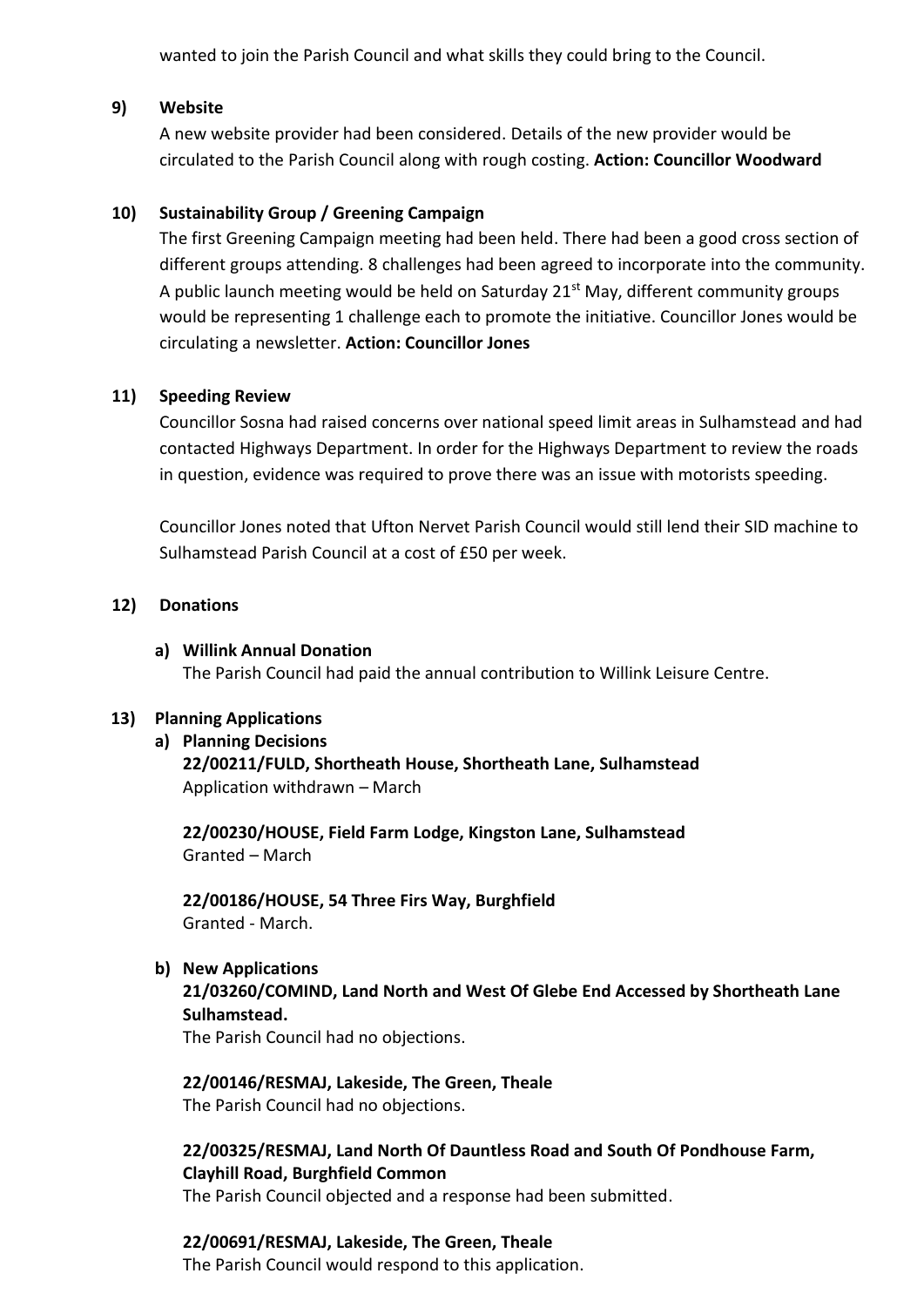wanted to join the Parish Council and what skills they could bring to the Council.

**9) Website**

A new website provider had been considered. Details of the new provider would be circulated to the Parish Council along with rough costing. **Action: Councillor Woodward**

**10) Sustainability Group / Greening Campaign**

The first Greening Campaign meeting had been held. There had been a good cross section of different groups attending. 8 challenges had been agreed to incorporate into the community. A public launch meeting would be held on Saturday 21st May, different community groups would be representing 1 challenge each to promote the initiative. Councillor Jones would be circulating a newsletter. **Action: Councillor Jones**

**11) Speeding Review**

Councillor Sosna had raised concerns over national speed limit areas in Sulhamstead and had contacted Highways Department. In order for the Highways Department to review the roads in question, evidence was required to prove there was an issue with motorists speeding.

Councillor Jones noted that Ufton Nervet Parish Council would still lend their SID machine to Sulhamstead Parish Council at a cost of £50 per week.

**12) Donations**

**a) Willink Annual Donation**

The Parish Council had paid the annual contribution to Willink Leisure Centre.

**13) Planning Applications**

**a) Planning Decisions**

**22/00211/FULD, Shortheath House, Shortheath Lane, Sulhamstead**
Application withdrawn – March

**22/00230/HOUSE, Field Farm Lodge, Kingston Lane, Sulhamstead**
Granted – March

**22/00186/HOUSE, 54 Three Firs Way, Burghfield**
Granted - March.

**b) New Applications**

**21/03260/COMIND, Land North and West Of Glebe End Accessed by Shortheath Lane Sulhamstead.**
The Parish Council had no objections.

**22/00146/RESMAJ, Lakeside, The Green, Theale**
The Parish Council had no objections.

**22/00325/RESMAJ, Land North Of Dauntless Road and South Of Pondhouse Farm, Clayhill Road, Burghfield Common**
The Parish Council objected and a response had been submitted.

**22/00691/RESMAJ, Lakeside, The Green, Theale**
The Parish Council would respond to this application.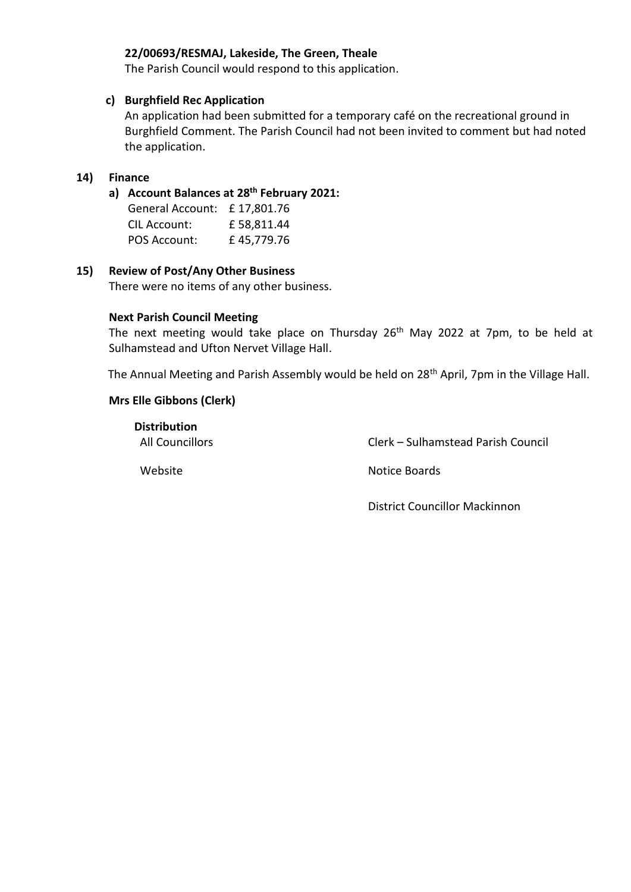**22/00693/RESMAJ, Lakeside, The Green, Theale**

The Parish Council would respond to this application.

**c) Burghfield Rec Application**

An application had been submitted for a temporary café on the recreational ground in Burghfield Comment. The Parish Council had not been invited to comment but had noted the application.

**14) Finance**

**a) Account Balances at 28th February 2021:**

| | |
|---|---|
| General Account: | £ 17,801.76 |
| CIL Account: | £ 58,811.44 |
| POS Account: | £ 45,779.76 |

**15) Review of Post/Any Other Business**

There were no items of any other business.

**Next Parish Council Meeting**

The next meeting would take place on Thursday 26th May 2022 at 7pm, to be held at Sulhamstead and Ufton Nervet Village Hall.

The Annual Meeting and Parish Assembly would be held on 28th April, 7pm in the Village Hall.

**Mrs Elle Gibbons (Clerk)**

**Distribution**

| | |
|---|---|
| All Councillors | Clerk – Sulhamstead Parish Council |
| Website | Notice Boards |
| | District Councillor Mackinnon |